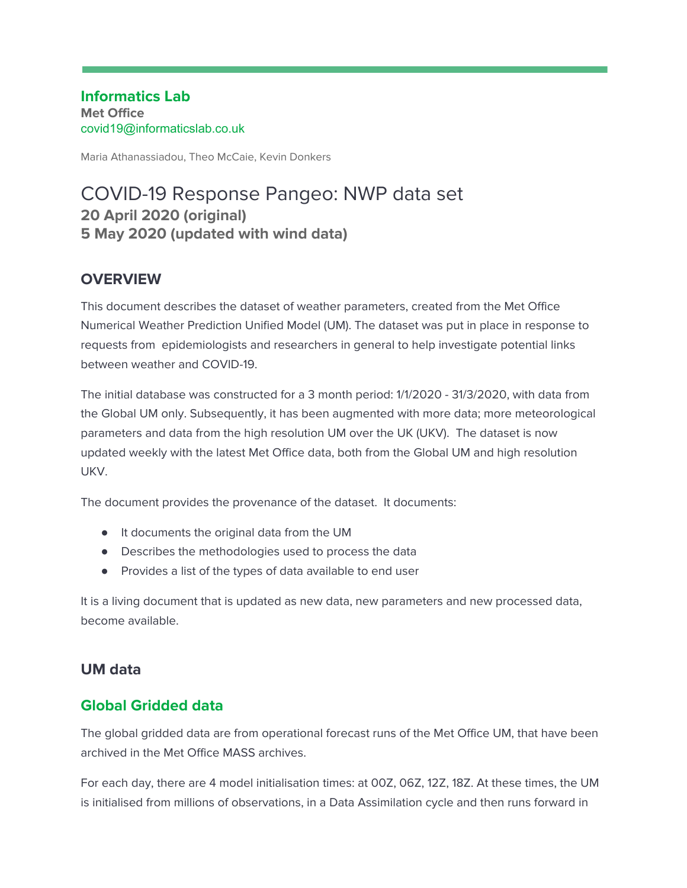**Informatics Lab**
**Met Office**
covid19@informaticslab.co.uk

Maria Athanassiadou, Theo McCaie, Kevin Donkers

# COVID-19 Response Pangeo: NWP data set

**20 April 2020 (original)**
**5 May 2020 (updated with wind data)**

## OVERVIEW

This document describes the dataset of weather parameters, created from the Met Office Numerical Weather Prediction Unified Model (UM). The dataset was put in place in response to requests from epidemiologists and researchers in general to help investigate potential links between weather and COVID-19.

The initial database was constructed for a 3 month period: 1/1/2020 - 31/3/2020, with data from the Global UM only. Subsequently, it has been augmented with more data; more meteorological parameters and data from the high resolution UM over the UK (UKV). The dataset is now updated weekly with the latest Met Office data, both from the Global UM and high resolution UKV.

The document provides the provenance of the dataset. It documents:

- It documents the original data from the UM
- Describes the methodologies used to process the data
- Provides a list of the types of data available to end user

It is a living document that is updated as new data, new parameters and new processed data, become available.

## UM data

### Global Gridded data

The global gridded data are from operational forecast runs of the Met Office UM, that have been archived in the Met Office MASS archives.

For each day, there are 4 model initialisation times: at 00Z, 06Z, 12Z, 18Z. At these times, the UM is initialised from millions of observations, in a Data Assimilation cycle and then runs forward in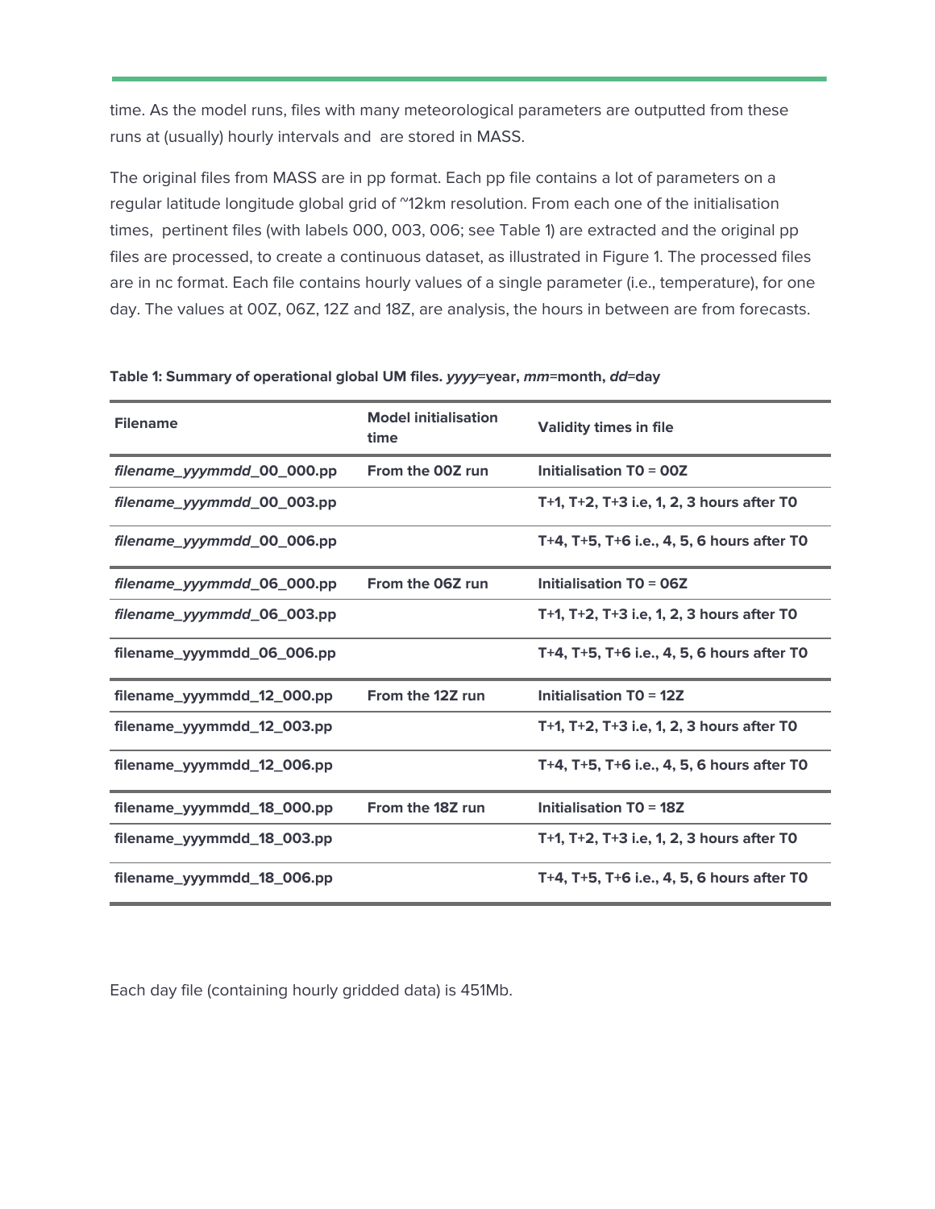time. As the model runs, files with many meteorological parameters are outputted from these runs at (usually) hourly intervals and are stored in MASS.

The original files from MASS are in pp format. Each pp file contains a lot of parameters on a regular latitude longitude global grid of ~12km resolution. From each one of the initialisation times, pertinent files (with labels 000, 003, 006; see Table 1) are extracted and the original pp files are processed, to create a continuous dataset, as illustrated in Figure 1. The processed files are in nc format. Each file contains hourly values of a single parameter (i.e., temperature), for one day. The values at 00Z, 06Z, 12Z and 18Z, are analysis, the hours in between are from forecasts.

**Table 1: Summary of operational global UM files.** ***yyyy*****=year,** ***mm*****=month,** ***dd*****=day**

| Filename | Model initialisation time | Validity times in file |
|---|---|---|
| ***filename_yyymmdd_00_000.pp*** | **From the 00Z run** | **Initialisation T0 = 00Z** |
| ***filename_yyymmdd_00_003.pp*** | | **T+1, T+2, T+3 i.e, 1, 2, 3 hours after T0** |
| ***filename_yyymmdd_00_006.pp*** | | **T+4, T+5, T+6 i.e., 4, 5, 6 hours after T0** |
| ***filename_yyymmdd_06_000.pp*** | **From the 06Z run** | **Initialisation T0 = 06Z** |
| ***filename_yyymmdd_06_003.pp*** | | **T+1, T+2, T+3 i.e, 1, 2, 3 hours after T0** |
| **filename_yyymmdd_06_006.pp** | | **T+4, T+5, T+6 i.e., 4, 5, 6 hours after T0** |
| **filename_yyymmdd_12_000.pp** | **From the 12Z run** | **Initialisation T0 = 12Z** |
| **filename_yyymmdd_12_003.pp** | | **T+1, T+2, T+3 i.e, 1, 2, 3 hours after T0** |
| **filename_yyymmdd_12_006.pp** | | **T+4, T+5, T+6 i.e., 4, 5, 6 hours after T0** |
| **filename_yyymmdd_18_000.pp** | **From the 18Z run** | **Initialisation T0 = 18Z** |
| **filename_yyymmdd_18_003.pp** | | **T+1, T+2, T+3 i.e, 1, 2, 3 hours after T0** |
| **filename_yyymmdd_18_006.pp** | | **T+4, T+5, T+6 i.e., 4, 5, 6 hours after T0** |

Each day file (containing hourly gridded data) is 451Mb.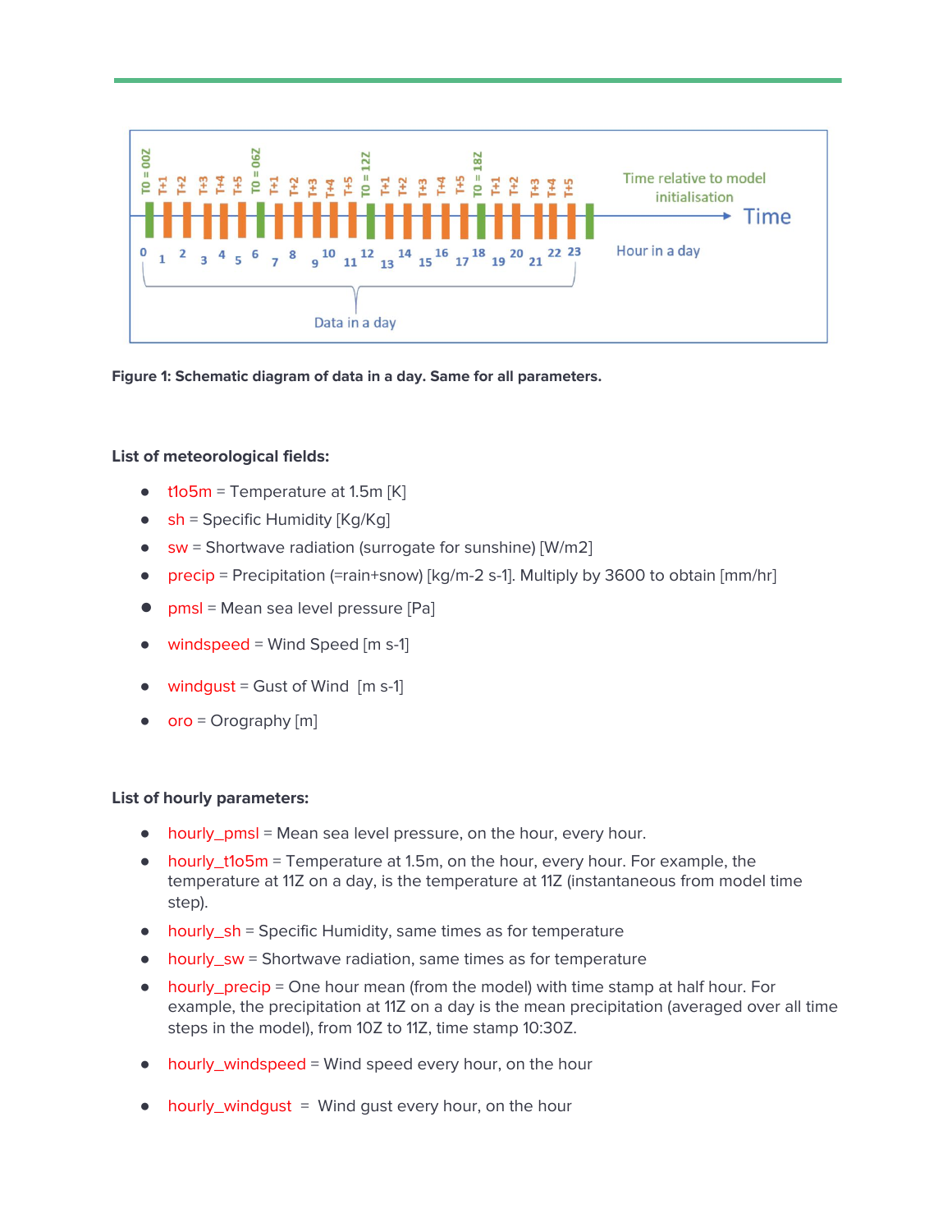Figure 1: Schematic diagram of data in a day. Same for all parameters.

**List of meteorological fields:**

- t1o5m = Temperature at 1.5m [K]
- sh = Specific Humidity [Kg/Kg]
- sw = Shortwave radiation (surrogate for sunshine) [W/m2]
- precip = Precipitation (=rain+snow) [kg/m-2 s-1]. Multiply by 3600 to obtain [mm/hr]
- pmsl = Mean sea level pressure [Pa]
- windspeed = Wind Speed [m s-1]
- windgust = Gust of Wind [m s-1]
- oro = Orography [m]

**List of hourly parameters:**

- hourly_pmsl = Mean sea level pressure, on the hour, every hour.
- hourly_t1o5m = Temperature at 1.5m, on the hour, every hour. For example, the temperature at 11Z on a day, is the temperature at 11Z (instantaneous from model time step).
- hourly_sh = Specific Humidity, same times as for temperature
- hourly_sw = Shortwave radiation, same times as for temperature
- hourly_precip = One hour mean (from the model) with time stamp at half hour. For example, the precipitation at 11Z on a day is the mean precipitation (averaged over all time steps in the model), from 10Z to 11Z, time stamp 10:30Z.
- hourly_windspeed = Wind speed every hour, on the hour
- hourly_windgust = Wind gust every hour, on the hour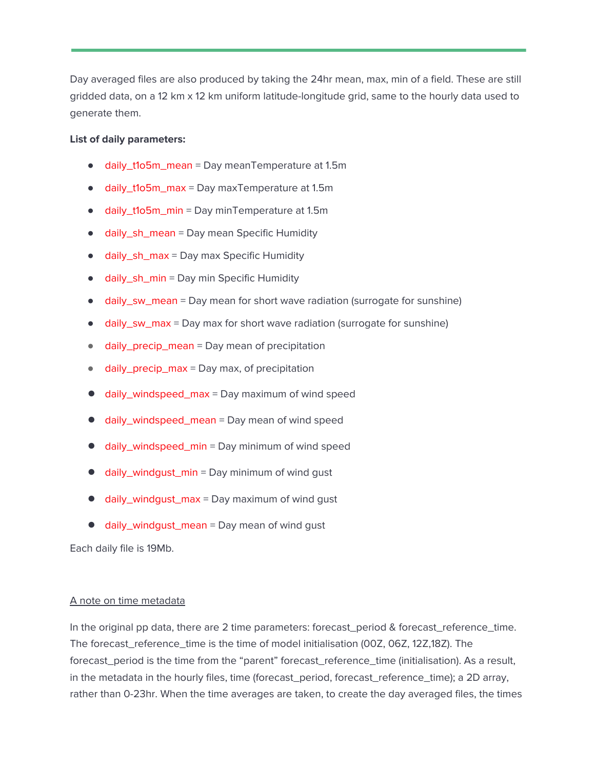---

Day averaged files are also produced by taking the 24hr mean, max, min of a field. These are still gridded data, on a 12 km x 12 km uniform latitude-longitude grid, same to the hourly data used to generate them.

**List of daily parameters:**

- daily_t1o5m_mean = Day meanTemperature at 1.5m
- daily_t1o5m_max = Day maxTemperature at 1.5m
- daily_t1o5m_min = Day minTemperature at 1.5m
- daily_sh_mean = Day mean Specific Humidity
- daily_sh_max = Day max Specific Humidity
- daily_sh_min = Day min Specific Humidity
- daily_sw_mean = Day mean for short wave radiation (surrogate for sunshine)
- daily_sw_max = Day max for short wave radiation (surrogate for sunshine)
- daily_precip_mean = Day mean of precipitation
- daily_precip_max = Day max, of precipitation
- daily_windspeed_max = Day maximum of wind speed
- daily_windspeed_mean = Day mean of wind speed
- daily_windspeed_min = Day minimum of wind speed
- daily_windgust_min = Day minimum of wind gust
- daily_windgust_max = Day maximum of wind gust
- daily_windgust_mean = Day mean of wind gust

Each daily file is 19Mb.

A note on time metadata

In the original pp data, there are 2 time parameters: forecast_period & forecast_reference_time. The forecast_reference_time is the time of model initialisation (00Z, 06Z, 12Z,18Z). The forecast_period is the time from the "parent" forecast_reference_time (initialisation). As a result, in the metadata in the hourly files, time (forecast_period, forecast_reference_time); a 2D array, rather than 0-23hr. When the time averages are taken, to create the day averaged files, the times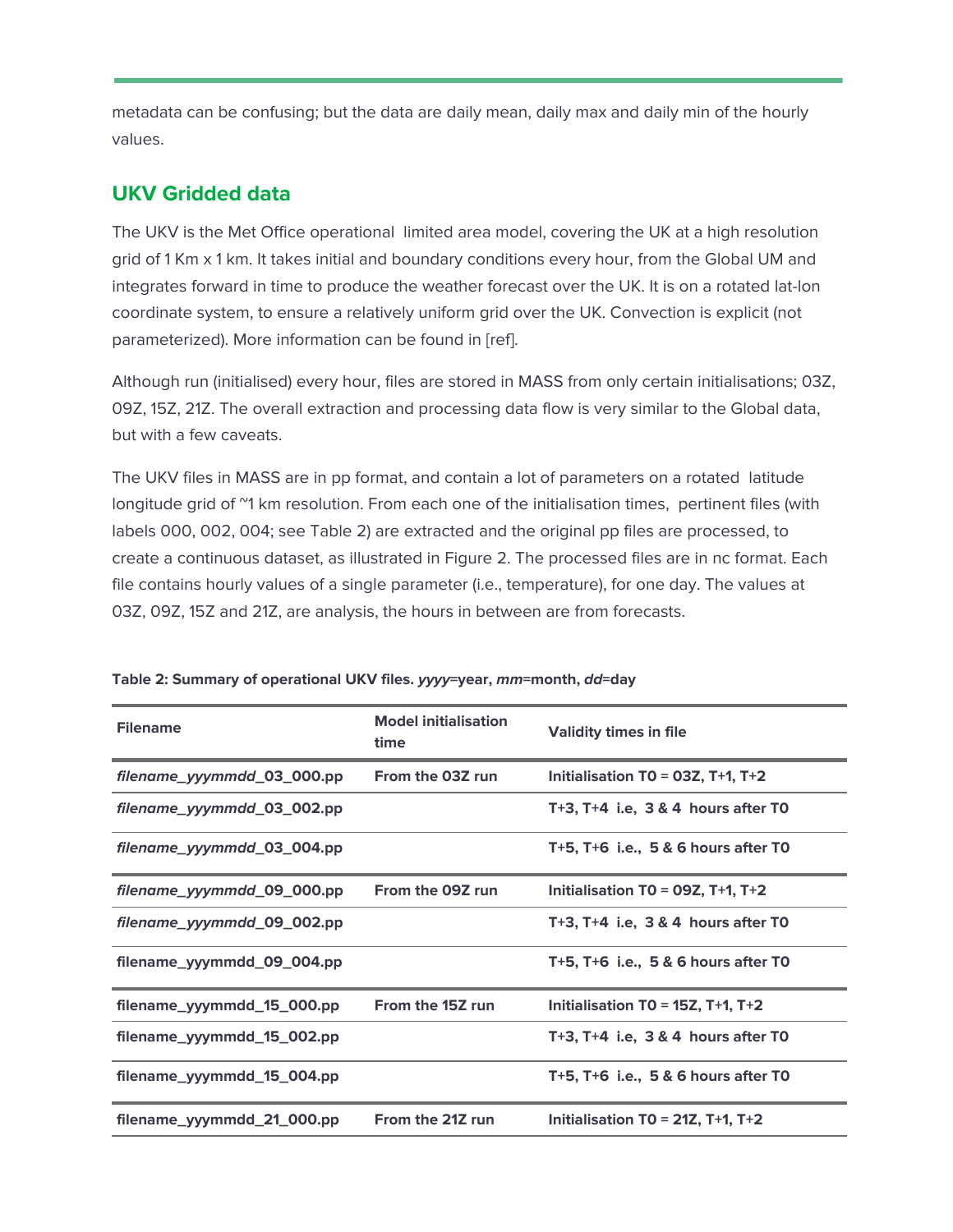metadata can be confusing; but the data are daily mean, daily max and daily min of the hourly values.

## UKV Gridded data

The UKV is the Met Office operational  limited area model, covering the UK at a high resolution grid of 1 Km x 1 km. It takes initial and boundary conditions every hour, from the Global UM and integrates forward in time to produce the weather forecast over the UK. It is on a rotated lat-lon coordinate system, to ensure a relatively uniform grid over the UK. Convection is explicit (not parameterized). More information can be found in [ref].

Although run (initialised) every hour, files are stored in MASS from only certain initialisations; 03Z, 09Z, 15Z, 21Z. The overall extraction and processing data flow is very similar to the Global data, but with a few caveats.

The UKV files in MASS are in pp format, and contain a lot of parameters on a rotated  latitude longitude grid of ~1 km resolution. From each one of the initialisation times,  pertinent files (with labels 000, 002, 004; see Table 2) are extracted and the original pp files are processed, to create a continuous dataset, as illustrated in Figure 2. The processed files are in nc format. Each file contains hourly values of a single parameter (i.e., temperature), for one day. The values at 03Z, 09Z, 15Z and 21Z, are analysis, the hours in between are from forecasts.

**Table 2: Summary of operational UKV files. *yyyy*=year, *mm*=month, *dd*=day**

| Filename | Model initialisation time | Validity times in file |
|---|---|---|
| ***filename_yyymmdd*_03_000.pp** | **From the 03Z run** | **Initialisation T0 = 03Z, T+1, T+2** |
| ***filename_yyymmdd*_03_002.pp** | | **T+3, T+4  i.e,  3 & 4  hours after T0** |
| ***filename_yyymmdd*_03_004.pp** | | **T+5, T+6  i.e.,  5 & 6 hours after T0** |
| ***filename_yyymmdd*_09_000.pp** | **From the 09Z run** | **Initialisation T0 = 09Z, T+1, T+2** |
| ***filename_yyymmdd*_09_002.pp** | | **T+3, T+4  i.e,  3 & 4  hours after T0** |
| **filename_yyymmdd_09_004.pp** | | **T+5, T+6  i.e.,  5 & 6 hours after T0** |
| **filename_yyymmdd_15_000.pp** | **From the 15Z run** | **Initialisation T0 = 15Z, T+1, T+2** |
| **filename_yyymmdd_15_002.pp** | | **T+3, T+4  i.e,  3 & 4  hours after T0** |
| **filename_yyymmdd_15_004.pp** | | **T+5, T+6  i.e.,  5 & 6 hours after T0** |
| **filename_yyymmdd_21_000.pp** | **From the 21Z run** | **Initialisation T0 = 21Z, T+1, T+2** |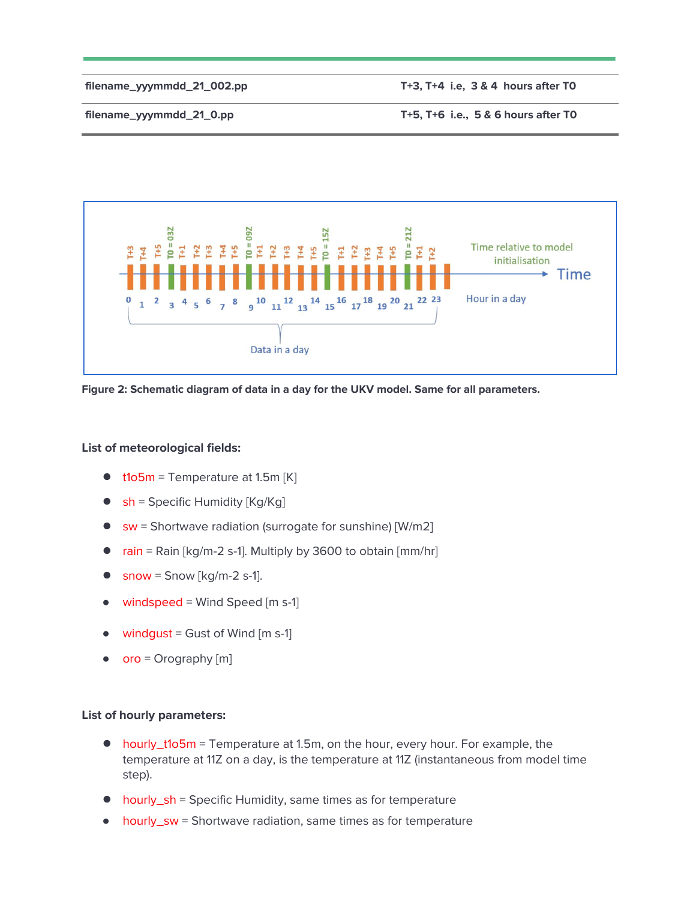| | |
|---|---|
| filename_yyymmdd_21_002.pp | T+3, T+4 i.e, 3 & 4 hours after T0 |
| filename_yyymmdd_21_0.pp | T+5, T+6 i.e., 5 & 6 hours after T0 |

**Figure 2: Schematic diagram of data in a day for the UKV model. Same for all parameters.**

**List of meteorological fields:**

- t1o5m = Temperature at 1.5m [K]
- sh = Specific Humidity [Kg/Kg]
- sw = Shortwave radiation (surrogate for sunshine) [W/m2]
- rain = Rain [kg/m-2 s-1]. Multiply by 3600 to obtain [mm/hr]
- snow = Snow [kg/m-2 s-1].
- windspeed = Wind Speed [m s-1]
- windgust = Gust of Wind [m s-1]
- oro = Orography [m]

**List of hourly parameters:**

- hourly_t1o5m = Temperature at 1.5m, on the hour, every hour. For example, the temperature at 11Z on a day, is the temperature at 11Z (instantaneous from model time step).
- hourly_sh = Specific Humidity, same times as for temperature
- hourly_sw = Shortwave radiation, same times as for temperature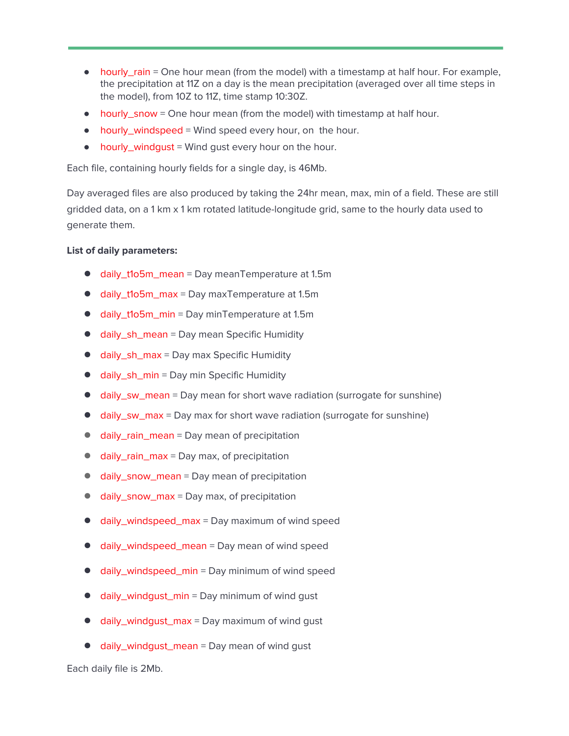- hourly_rain = One hour mean (from the model) with a timestamp at half hour. For example, the precipitation at 11Z on a day is the mean precipitation (averaged over all time steps in the model), from 10Z to 11Z, time stamp 10:30Z.
- hourly_snow = One hour mean (from the model) with timestamp at half hour.
- hourly_windspeed = Wind speed every hour, on  the hour.
- hourly_windgust = Wind gust every hour on the hour.

Each file, containing hourly fields for a single day, is 46Mb.

Day averaged files are also produced by taking the 24hr mean, max, min of a field. These are still gridded data, on a 1 km x 1 km rotated latitude-longitude grid, same to the hourly data used to generate them.

**List of daily parameters:**

- daily_t1o5m_mean = Day meanTemperature at 1.5m
- daily_t1o5m_max = Day maxTemperature at 1.5m
- daily_t1o5m_min = Day minTemperature at 1.5m
- daily_sh_mean = Day mean Specific Humidity
- daily_sh_max = Day max Specific Humidity
- daily_sh_min = Day min Specific Humidity
- daily_sw_mean = Day mean for short wave radiation (surrogate for sunshine)
- daily_sw_max = Day max for short wave radiation (surrogate for sunshine)
- daily_rain_mean = Day mean of precipitation
- daily_rain_max = Day max, of precipitation
- daily_snow_mean = Day mean of precipitation
- daily_snow_max = Day max, of precipitation
- daily_windspeed_max = Day maximum of wind speed
- daily_windspeed_mean = Day mean of wind speed
- daily_windspeed_min = Day minimum of wind speed
- daily_windgust_min = Day minimum of wind gust
- daily_windgust_max = Day maximum of wind gust
- daily_windgust_mean = Day mean of wind gust

Each daily file is 2Mb.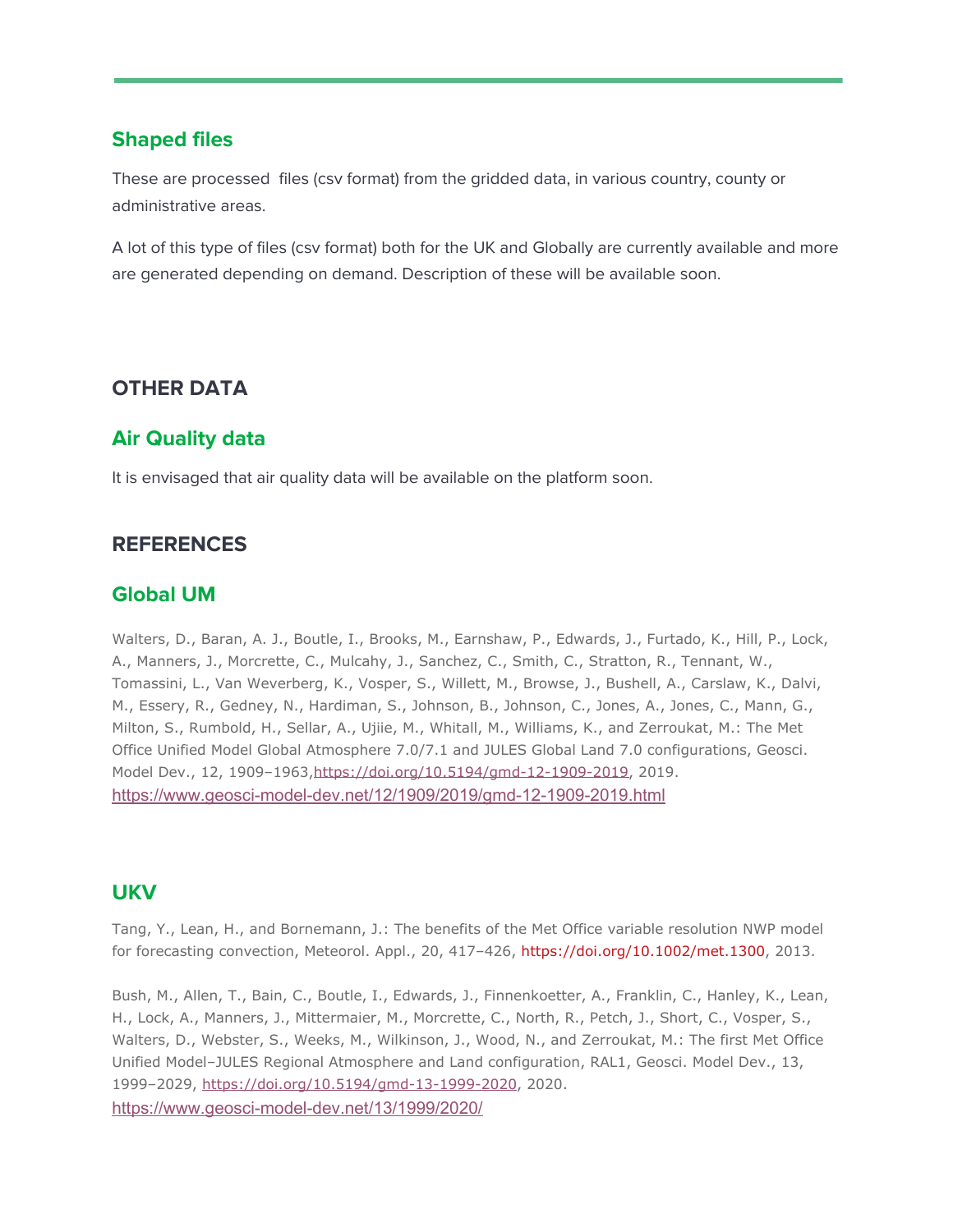## Shaped files

These are processed files (csv format) from the gridded data, in various country, county or administrative areas.

A lot of this type of files (csv format) both for the UK and Globally are currently available and more are generated depending on demand. Description of these will be available soon.

# OTHER DATA

## Air Quality data

It is envisaged that air quality data will be available on the platform soon.

# REFERENCES

## Global UM

Walters, D., Baran, A. J., Boutle, I., Brooks, M., Earnshaw, P., Edwards, J., Furtado, K., Hill, P., Lock, A., Manners, J., Morcrette, C., Mulcahy, J., Sanchez, C., Smith, C., Stratton, R., Tennant, W., Tomassini, L., Van Weverberg, K., Vosper, S., Willett, M., Browse, J., Bushell, A., Carslaw, K., Dalvi, M., Essery, R., Gedney, N., Hardiman, S., Johnson, B., Johnson, C., Jones, A., Jones, C., Mann, G., Milton, S., Rumbold, H., Sellar, A., Ujiie, M., Whitall, M., Williams, K., and Zerroukat, M.: The Met Office Unified Model Global Atmosphere 7.0/7.1 and JULES Global Land 7.0 configurations, Geosci. Model Dev., 12, 1909–1963,https://doi.org/10.5194/gmd-12-1909-2019, 2019.
https://www.geosci-model-dev.net/12/1909/2019/gmd-12-1909-2019.html

## UKV

Tang, Y., Lean, H., and Bornemann, J.: The benefits of the Met Office variable resolution NWP model for forecasting convection, Meteorol. Appl., 20, 417–426, https://doi.org/10.1002/met.1300, 2013.

Bush, M., Allen, T., Bain, C., Boutle, I., Edwards, J., Finnenkoetter, A., Franklin, C., Hanley, K., Lean, H., Lock, A., Manners, J., Mittermaier, M., Morcrette, C., North, R., Petch, J., Short, C., Vosper, S., Walters, D., Webster, S., Weeks, M., Wilkinson, J., Wood, N., and Zerroukat, M.: The first Met Office Unified Model–JULES Regional Atmosphere and Land configuration, RAL1, Geosci. Model Dev., 13, 1999–2029, https://doi.org/10.5194/gmd-13-1999-2020, 2020.
https://www.geosci-model-dev.net/13/1999/2020/